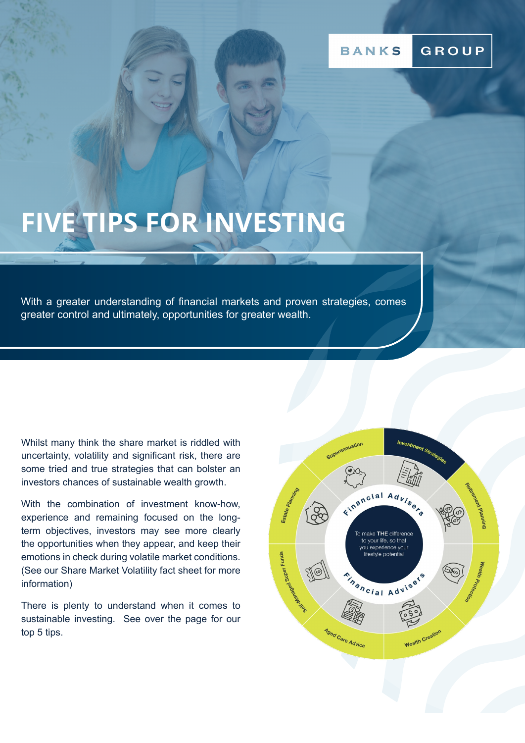BANKS GROUP

# FIVE TIPS FOR INVESTING

With a greater understanding of financial markets and proven strategies, comes greater control and ultimately, opportunities for greater wealth.

Whilst many think the share market is riddled with uncertainty, volatility and significant risk, there are some tried and true strategies that can bolster an investors chances of sustainable wealth growth.

With the combination of investment know-how, experience and remaining focused on the long-term objectives, investors may see more clearly the opportunities when they appear, and keep their emotions in check during volatile market conditions. (See our Share Market Volatility fact sheet for more information)

There is plenty to understand when it comes to sustainable investing. See over the page for our top 5 tips.

Superannuation
Investment Strategies
Retirement Planning
Wealth Protection
Wealth Creation
Aged Care Advice
Self-Managed Super Funds
Estate Planning

Financial Advisers

To make **THE** difference to your life, so that you experience your lifestyle potential

Financial Advisers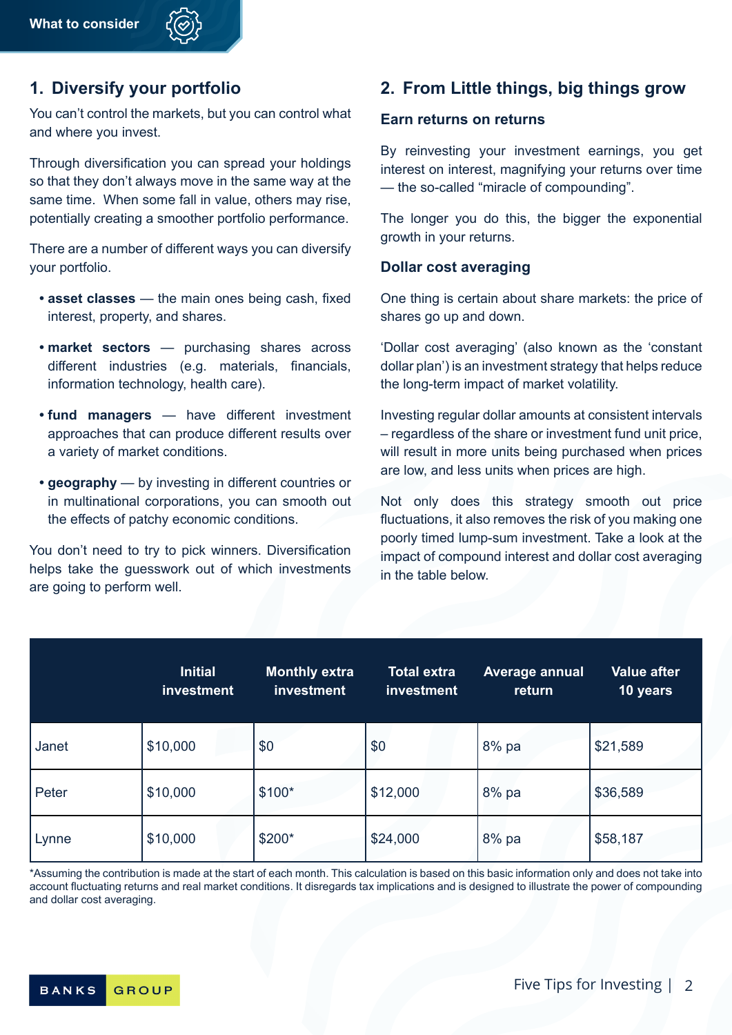## What to consider

## 1. Diversify your portfolio

You can't control the markets, but you can control what and where you invest.

Through diversification you can spread your holdings so that they don't always move in the same way at the same time. When some fall in value, others may rise, potentially creating a smoother portfolio performance.

There are a number of different ways you can diversify your portfolio.

- **asset classes** — the main ones being cash, fixed interest, property, and shares.
- **market sectors** — purchasing shares across different industries (e.g. materials, financials, information technology, health care).
- **fund managers** — have different investment approaches that can produce different results over a variety of market conditions.
- **geography** — by investing in different countries or in multinational corporations, you can smooth out the effects of patchy economic conditions.

You don't need to try to pick winners. Diversification helps take the guesswork out of which investments are going to perform well.

## 2. From Little things, big things grow

### Earn returns on returns

By reinvesting your investment earnings, you get interest on interest, magnifying your returns over time — the so-called "miracle of compounding".

The longer you do this, the bigger the exponential growth in your returns.

### Dollar cost averaging

One thing is certain about share markets: the price of shares go up and down.

'Dollar cost averaging' (also known as the 'constant dollar plan') is an investment strategy that helps reduce the long-term impact of market volatility.

Investing regular dollar amounts at consistent intervals – regardless of the share or investment fund unit price, will result in more units being purchased when prices are low, and less units when prices are high.

Not only does this strategy smooth out price fluctuations, it also removes the risk of you making one poorly timed lump-sum investment. Take a look at the impact of compound interest and dollar cost averaging in the table below.

| | Initial investment | Monthly extra investment | Total extra investment | Average annual return | Value after 10 years |
|---|---|---|---|---|---|
| Janet | $10,000 | $0 | $0 | 8% pa | $21,589 |
| Peter | $10,000 | $100* | $12,000 | 8% pa | $36,589 |
| Lynne | $10,000 | $200* | $24,000 | 8% pa | $58,187 |

*Assuming the contribution is made at the start of each month. This calculation is based on this basic information only and does not take into account fluctuating returns and real market conditions. It disregards tax implications and is designed to illustrate the power of compounding and dollar cost averaging.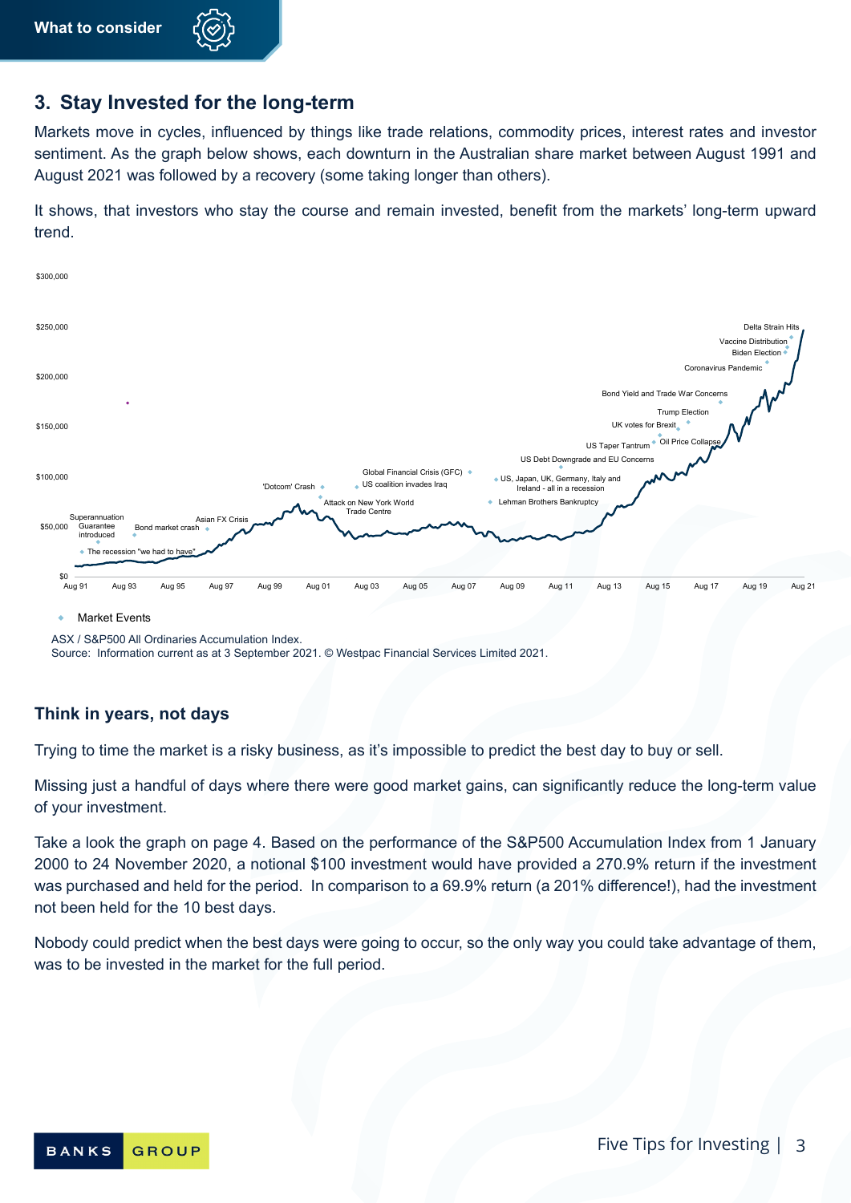## 3. Stay Invested for the long-term

Markets move in cycles, influenced by things like trade relations, commodity prices, interest rates and investor sentiment. As the graph below shows, each downturn in the Australian share market between August 1991 and August 2021 was followed by a recovery (some taking longer than others).

It shows, that investors who stay the course and remain invested, benefit from the markets' long-term upward trend.

◆ Market Events

ASX / S&P500 All Ordinaries Accumulation Index.
Source: Information current as at 3 September 2021. © Westpac Financial Services Limited 2021.

### Think in years, not days

Trying to time the market is a risky business, as it's impossible to predict the best day to buy or sell.

Missing just a handful of days where there were good market gains, can significantly reduce the long-term value of your investment.

Take a look the graph on page 4. Based on the performance of the S&P500 Accumulation Index from 1 January 2000 to 24 November 2020, a notional $100 investment would have provided a 270.9% return if the investment was purchased and held for the period. In comparison to a 69.9% return (a 201% difference!), had the investment not been held for the 10 best days.

Nobody could predict when the best days were going to occur, so the only way you could take advantage of them, was to be invested in the market for the full period.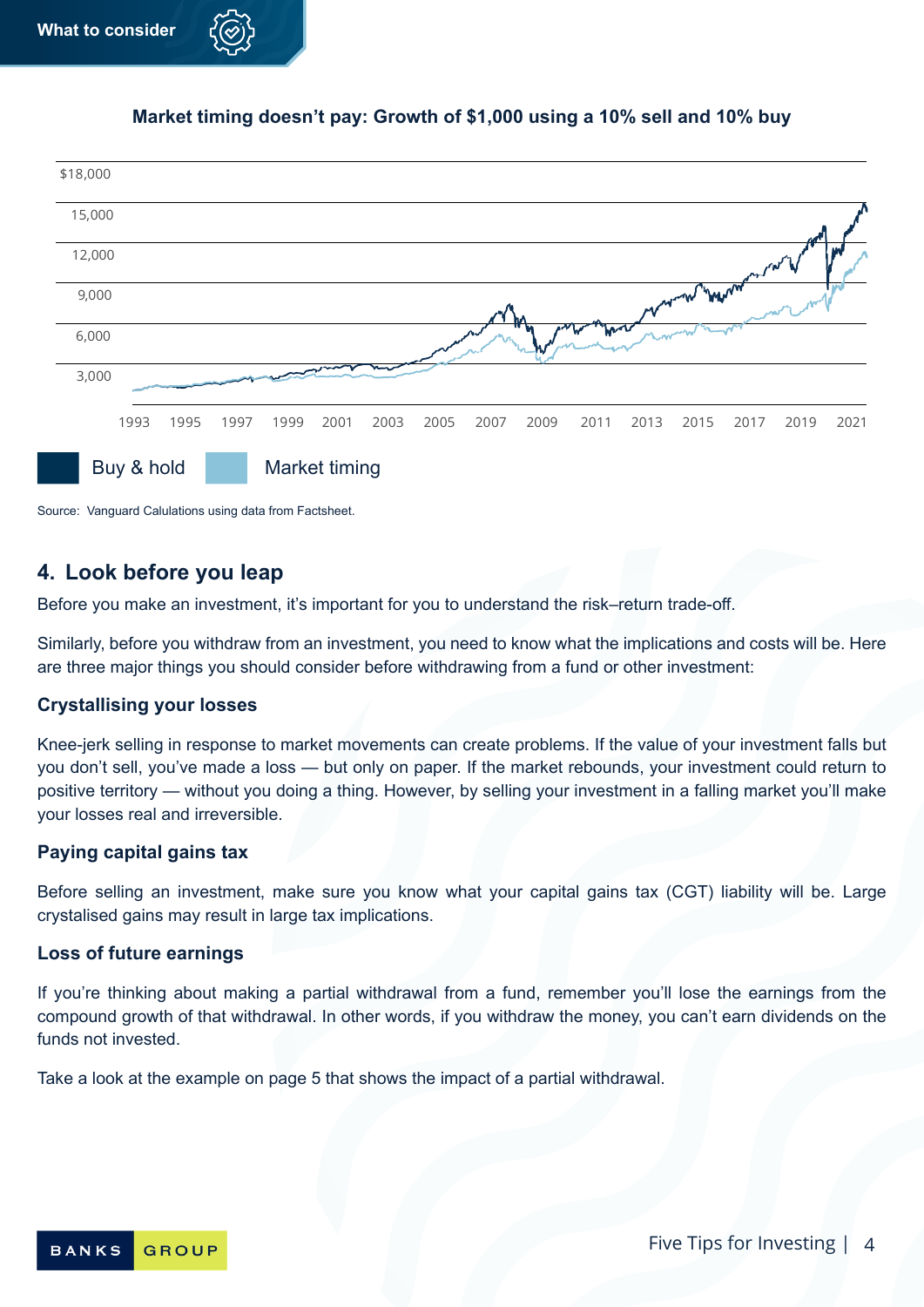**Market timing doesn't pay: Growth of $1,000 using a 10% sell and 10% buy**

Source: Vanguard Calulations using data from Factsheet.

## 4. Look before you leap

Before you make an investment, it's important for you to understand the risk–return trade-off.

Similarly, before you withdraw from an investment, you need to know what the implications and costs will be. Here are three major things you should consider before withdrawing from a fund or other investment:

### Crystallising your losses

Knee-jerk selling in response to market movements can create problems. If the value of your investment falls but you don't sell, you've made a loss — but only on paper. If the market rebounds, your investment could return to positive territory — without you doing a thing. However, by selling your investment in a falling market you'll make your losses real and irreversible.

### Paying capital gains tax

Before selling an investment, make sure you know what your capital gains tax (CGT) liability will be. Large crystalised gains may result in large tax implications.

### Loss of future earnings

If you're thinking about making a partial withdrawal from a fund, remember you'll lose the earnings from the compound growth of that withdrawal. In other words, if you withdraw the money, you can't earn dividends on the funds not invested.

Take a look at the example on page 5 that shows the impact of a partial withdrawal.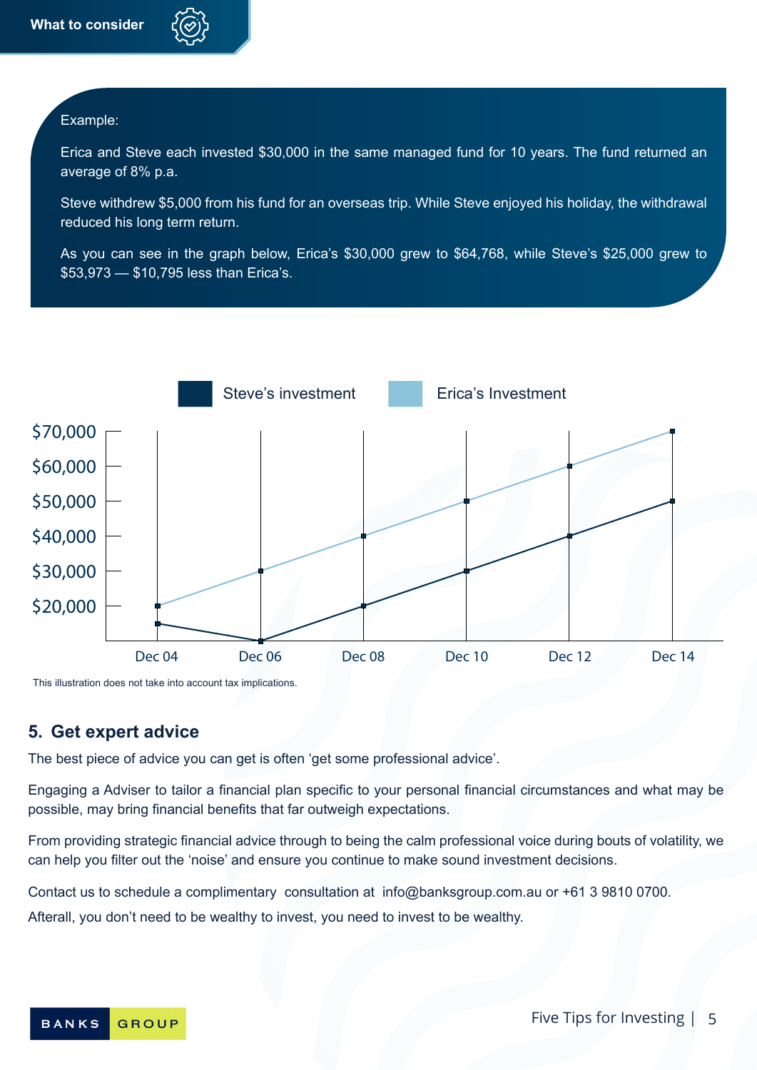What to consider

Example:

Erica and Steve each invested $30,000 in the same managed fund for 10 years. The fund returned an average of 8% p.a.

Steve withdrew $5,000 from his fund for an overseas trip. While Steve enjoyed his holiday, the withdrawal reduced his long term return.

As you can see in the graph below, Erica's $30,000 grew to $64,768, while Steve's $25,000 grew to $53,973 — $10,795 less than Erica's.

Steve's investment    Erica's Investment

$70,000
$60,000
$50,000
$40,000
$30,000
$20,000

Dec 04    Dec 06    Dec 08    Dec 10    Dec 12    Dec 14

This illustration does not take into account tax implications.

## 5. Get expert advice

The best piece of advice you can get is often 'get some professional advice'.

Engaging a Adviser to tailor a financial plan specific to your personal financial circumstances and what may be possible, may bring financial benefits that far outweigh expectations.

From providing strategic financial advice through to being the calm professional voice during bouts of volatility, we can help you filter out the 'noise' and ensure you continue to make sound investment decisions.

Contact us to schedule a complimentary consultation at info@banksgroup.com.au or +61 3 9810 0700.

Afterall, you don't need to be wealthy to invest, you need to invest to be wealthy.

BANKS GROUP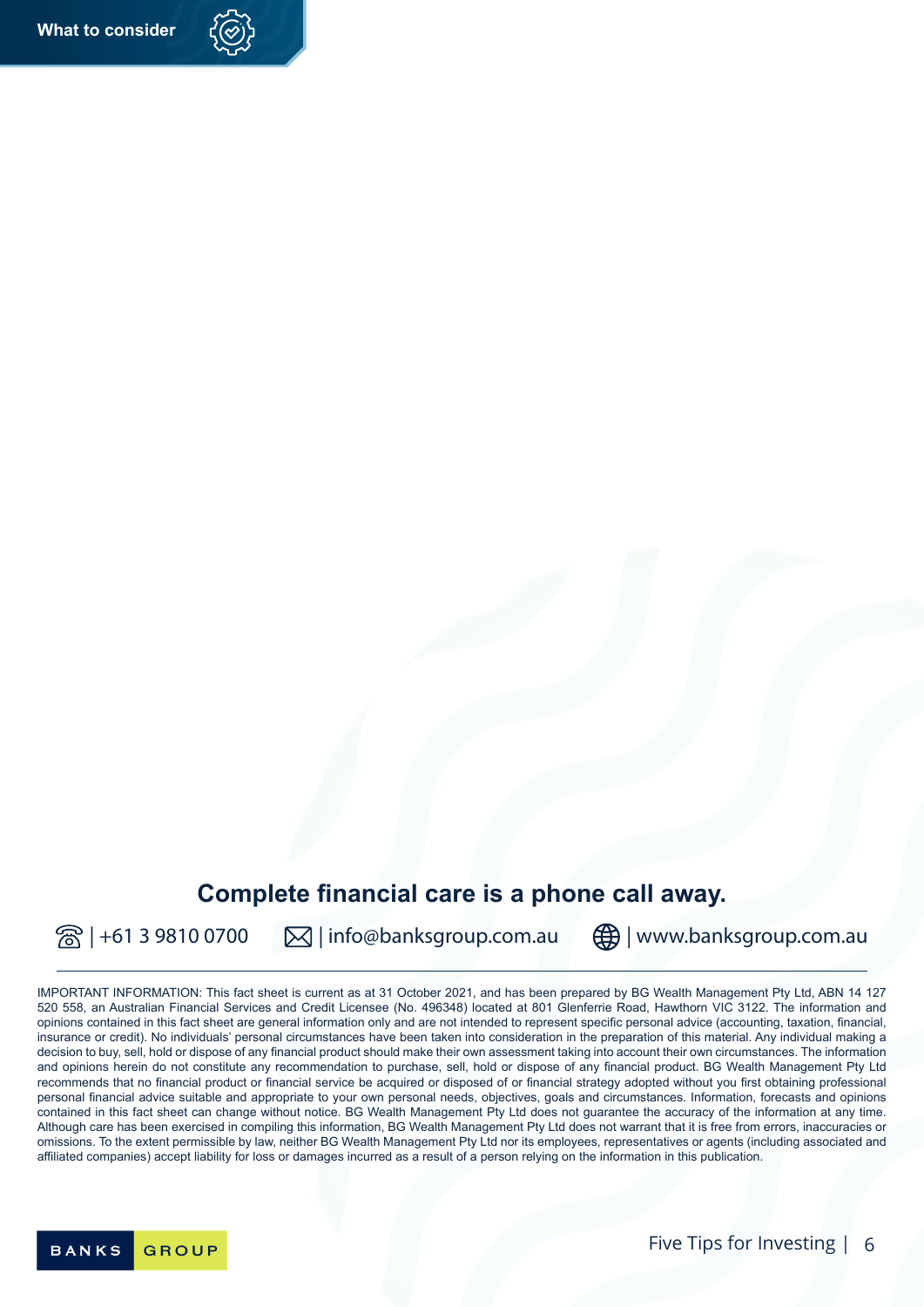What to consider

**Complete financial care is a phone call away.**

| +61 3 9810 0700 | info@banksgroup.com.au | www.banksgroup.com.au

IMPORTANT INFORMATION: This fact sheet is current as at 31 October 2021, and has been prepared by BG Wealth Management Pty Ltd, ABN 14 127 520 558, an Australian Financial Services and Credit Licensee (No. 496348) located at 801 Glenferrie Road, Hawthorn VIC 3122. The information and opinions contained in this fact sheet are general information only and are not intended to represent specific personal advice (accounting, taxation, financial, insurance or credit). No individuals' personal circumstances have been taken into consideration in the preparation of this material. Any individual making a decision to buy, sell, hold or dispose of any financial product should make their own assessment taking into account their own circumstances. The information and opinions herein do not constitute any recommendation to purchase, sell, hold or dispose of any financial product. BG Wealth Management Pty Ltd recommends that no financial product or financial service be acquired or disposed of or financial strategy adopted without you first obtaining professional personal financial advice suitable and appropriate to your own personal needs, objectives, goals and circumstances. Information, forecasts and opinions contained in this fact sheet can change without notice. BG Wealth Management Pty Ltd does not guarantee the accuracy of the information at any time. Although care has been exercised in compiling this information, BG Wealth Management Pty Ltd does not warrant that it is free from errors, inaccuracies or omissions. To the extent permissible by law, neither BG Wealth Management Pty Ltd nor its employees, representatives or agents (including associated and affiliated companies) accept liability for loss or damages incurred as a result of a person relying on the information in this publication.

BANKS GROUP